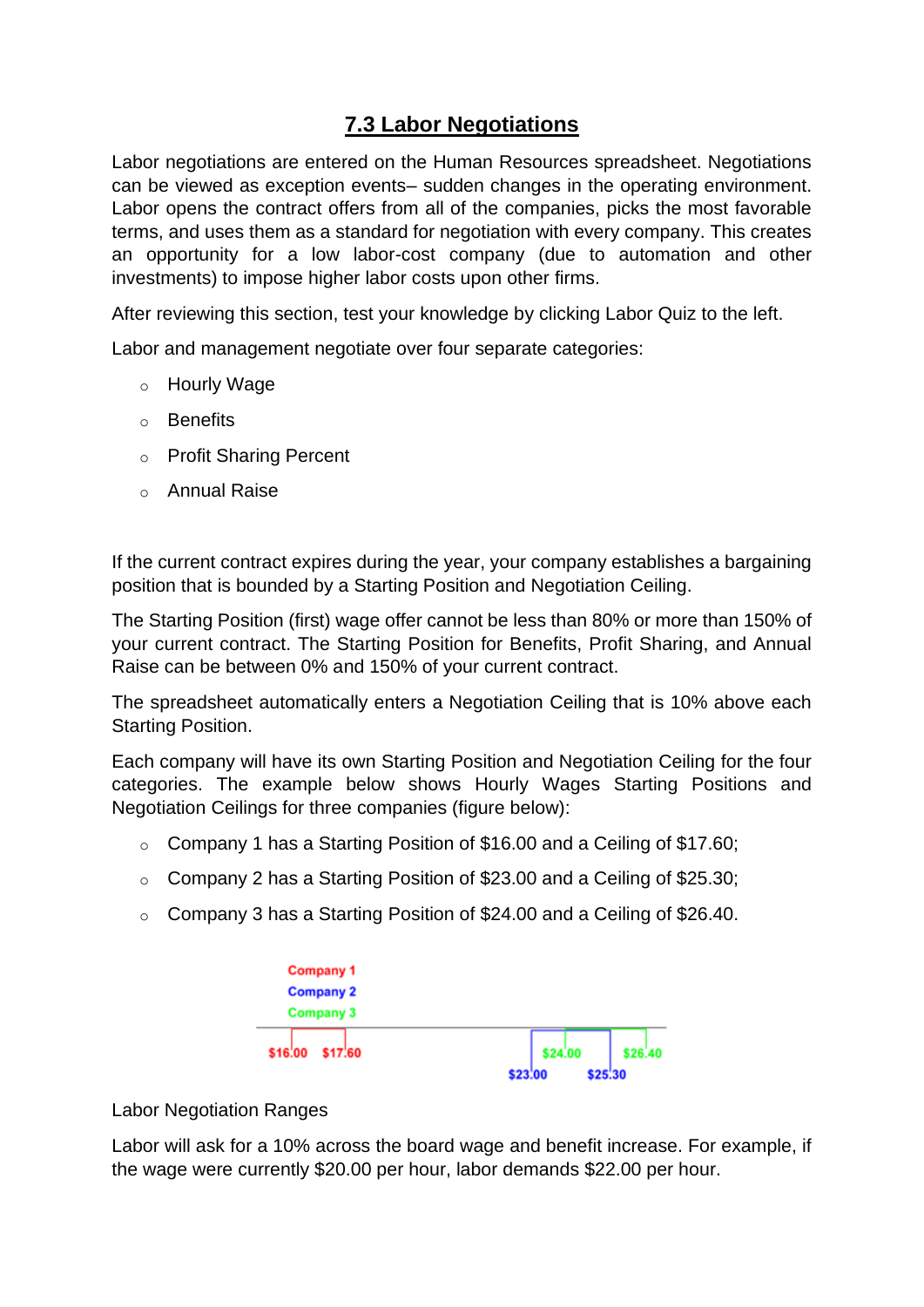# 7.3 Labor Negotiations

Labor negotiations are entered on the Human Resources spreadsheet. Negotiations can be viewed as exception events– sudden changes in the operating environment. Labor opens the contract offers from all of the companies, picks the most favorable terms, and uses them as a standard for negotiation with every company. This creates an opportunity for a low labor-cost company (due to automation and other investments) to impose higher labor costs upon other firms.

After reviewing this section, test your knowledge by clicking Labor Quiz to the left.

Labor and management negotiate over four separate categories:

- Hourly Wage
- Benefits
- Profit Sharing Percent
- Annual Raise

If the current contract expires during the year, your company establishes a bargaining position that is bounded by a Starting Position and Negotiation Ceiling.

The Starting Position (first) wage offer cannot be less than 80% or more than 150% of your current contract. The Starting Position for Benefits, Profit Sharing, and Annual Raise can be between 0% and 150% of your current contract.

The spreadsheet automatically enters a Negotiation Ceiling that is 10% above each Starting Position.

Each company will have its own Starting Position and Negotiation Ceiling for the four categories. The example below shows Hourly Wages Starting Positions and Negotiation Ceilings for three companies (figure below):

- Company 1 has a Starting Position of $16.00 and a Ceiling of $17.60;
- Company 2 has a Starting Position of $23.00 and a Ceiling of $25.30;
- Company 3 has a Starting Position of $24.00 and a Ceiling of $26.40.

Company 1
Company 2
Company 3

$16.00 $17.60 $24.00 $26.40
$23.00 $25.30

Labor Negotiation Ranges

Labor will ask for a 10% across the board wage and benefit increase. For example, if the wage were currently $20.00 per hour, labor demands $22.00 per hour.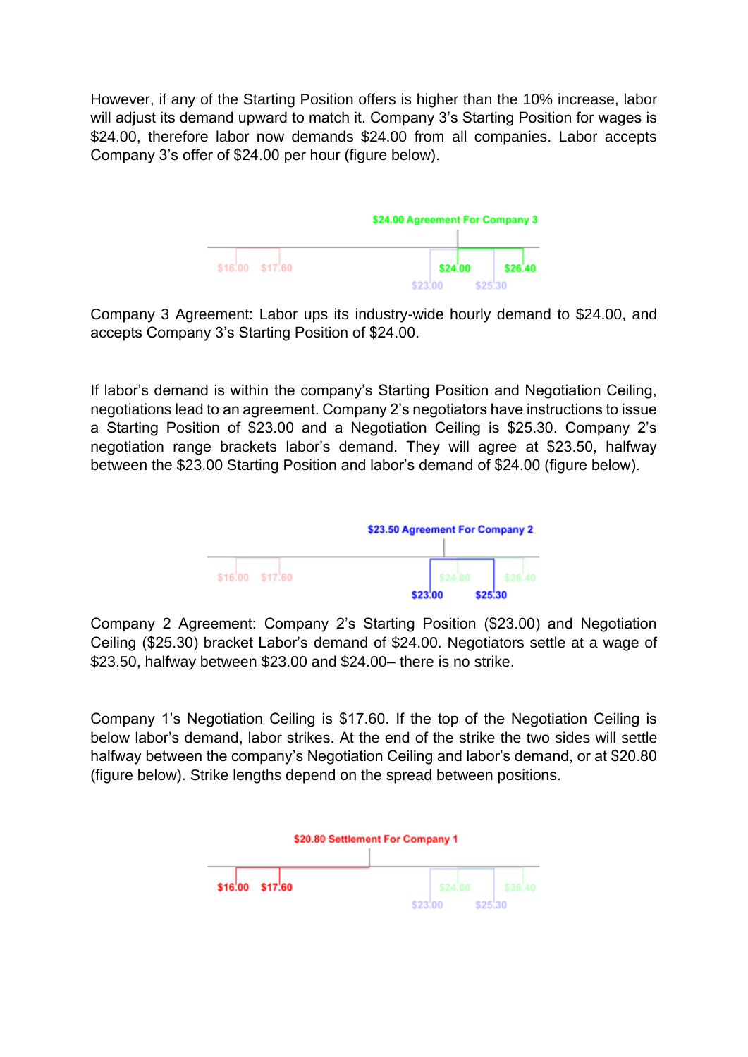However, if any of the Starting Position offers is higher than the 10% increase, labor will adjust its demand upward to match it. Company 3's Starting Position for wages is \$24.00, therefore labor now demands \$24.00 from all companies. Labor accepts Company 3's offer of \$24.00 per hour (figure below).

\$24.00 Agreement For Company 3

\$16.00 \$17.60 \$24.00 \$26.40

\$23.00 \$25.30

Company 3 Agreement: Labor ups its industry-wide hourly demand to \$24.00, and accepts Company 3's Starting Position of \$24.00.

If labor's demand is within the company's Starting Position and Negotiation Ceiling, negotiations lead to an agreement. Company 2's negotiators have instructions to issue a Starting Position of \$23.00 and a Negotiation Ceiling is \$25.30. Company 2's negotiation range brackets labor's demand. They will agree at \$23.50, halfway between the \$23.00 Starting Position and labor's demand of \$24.00 (figure below).

\$23.50 Agreement For Company 2

\$16.00 \$17.60 \$24.00 \$26.40

\$23.00 \$25.30

Company 2 Agreement: Company 2's Starting Position (\$23.00) and Negotiation Ceiling (\$25.30) bracket Labor's demand of \$24.00. Negotiators settle at a wage of \$23.50, halfway between \$23.00 and \$24.00– there is no strike.

Company 1's Negotiation Ceiling is \$17.60. If the top of the Negotiation Ceiling is below labor's demand, labor strikes. At the end of the strike the two sides will settle halfway between the company's Negotiation Ceiling and labor's demand, or at \$20.80 (figure below). Strike lengths depend on the spread between positions.

\$20.80 Settlement For Company 1

\$16.00 \$17.60 \$24.00 \$26.40

\$23.00 \$25.30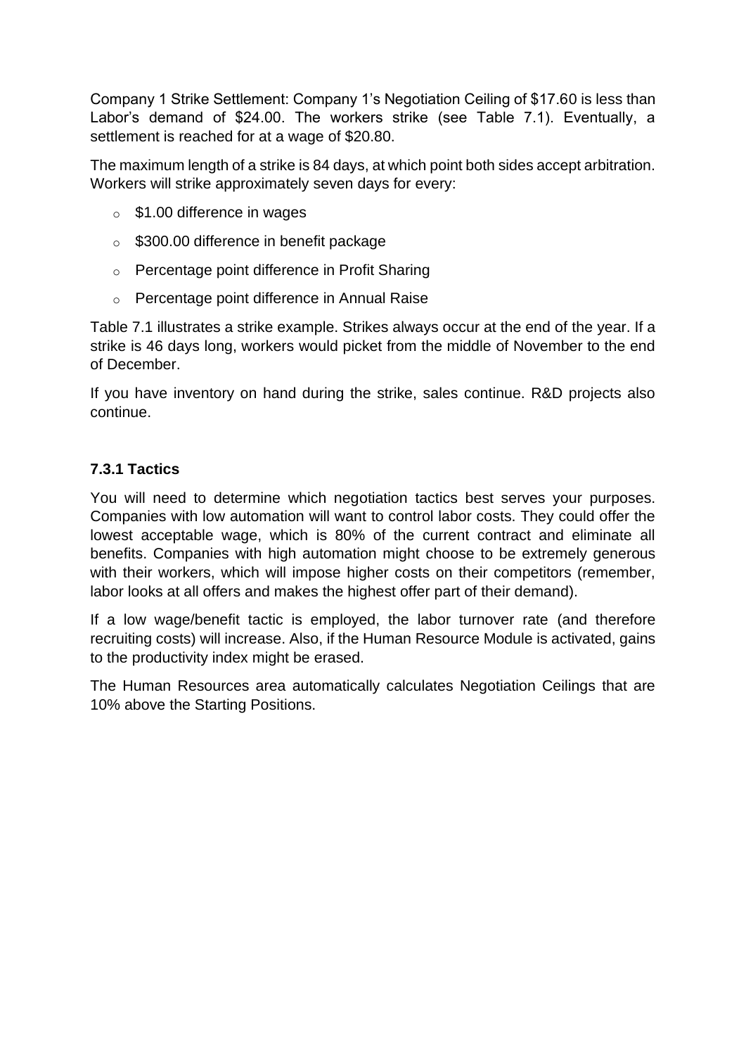Company 1 Strike Settlement: Company 1's Negotiation Ceiling of $17.60 is less than Labor's demand of $24.00. The workers strike (see Table 7.1). Eventually, a settlement is reached for at a wage of $20.80.

The maximum length of a strike is 84 days, at which point both sides accept arbitration. Workers will strike approximately seven days for every:

- $1.00 difference in wages
- $300.00 difference in benefit package
- Percentage point difference in Profit Sharing
- Percentage point difference in Annual Raise

Table 7.1 illustrates a strike example. Strikes always occur at the end of the year. If a strike is 46 days long, workers would picket from the middle of November to the end of December.

If you have inventory on hand during the strike, sales continue. R&D projects also continue.

### 7.3.1 Tactics

You will need to determine which negotiation tactics best serves your purposes. Companies with low automation will want to control labor costs. They could offer the lowest acceptable wage, which is 80% of the current contract and eliminate all benefits. Companies with high automation might choose to be extremely generous with their workers, which will impose higher costs on their competitors (remember, labor looks at all offers and makes the highest offer part of their demand).

If a low wage/benefit tactic is employed, the labor turnover rate (and therefore recruiting costs) will increase. Also, if the Human Resource Module is activated, gains to the productivity index might be erased.

The Human Resources area automatically calculates Negotiation Ceilings that are 10% above the Starting Positions.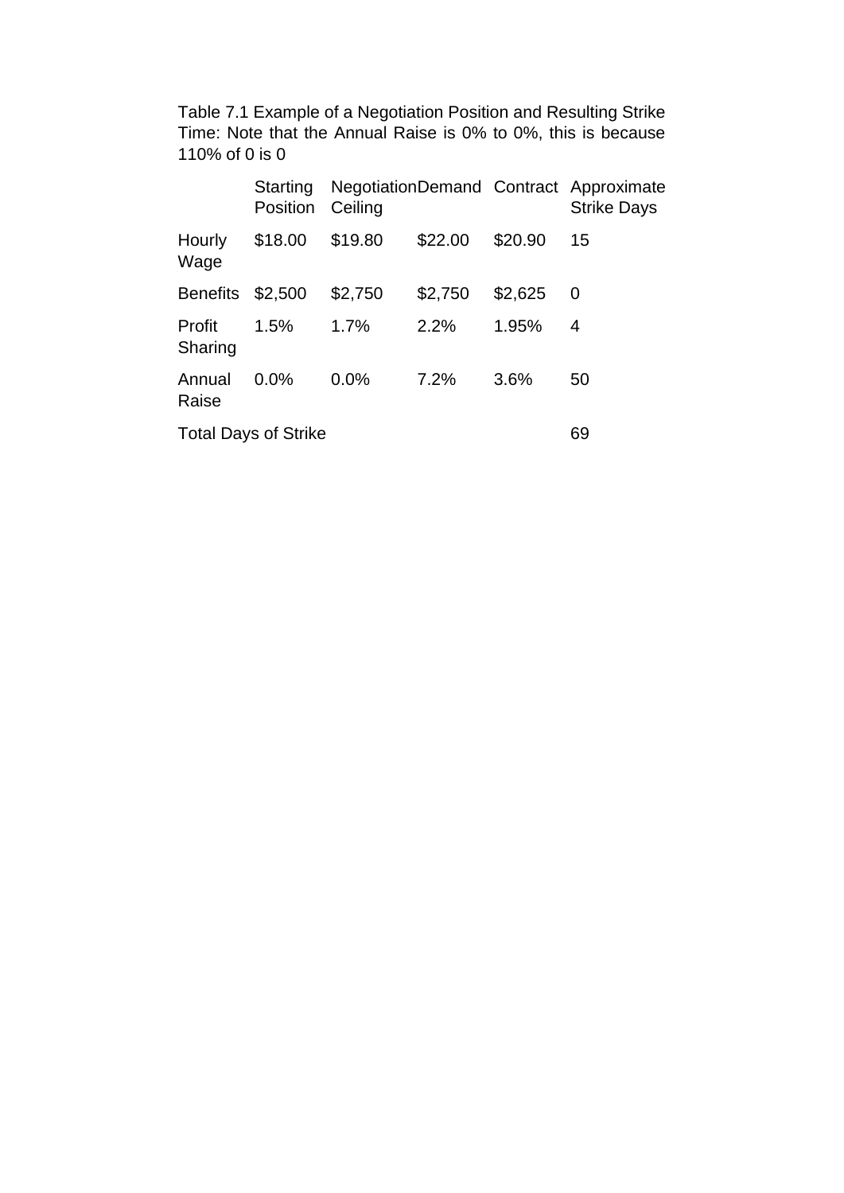Table 7.1 Example of a Negotiation Position and Resulting Strike Time: Note that the Annual Raise is 0% to 0%, this is because 110% of 0 is 0

| | Starting Position | Negotiation Ceiling | Demand | Contract | Approximate Strike Days |
|---|---|---|---|---|---|
| Hourly Wage | $18.00 | $19.80 | $22.00 | $20.90 | 15 |
| Benefits | $2,500 | $2,750 | $2,750 | $2,625 | 0 |
| Profit Sharing | 1.5% | 1.7% | 2.2% | 1.95% | 4 |
| Annual Raise | 0.0% | 0.0% | 7.2% | 3.6% | 50 |
| Total Days of Strike | | | | | 69 |